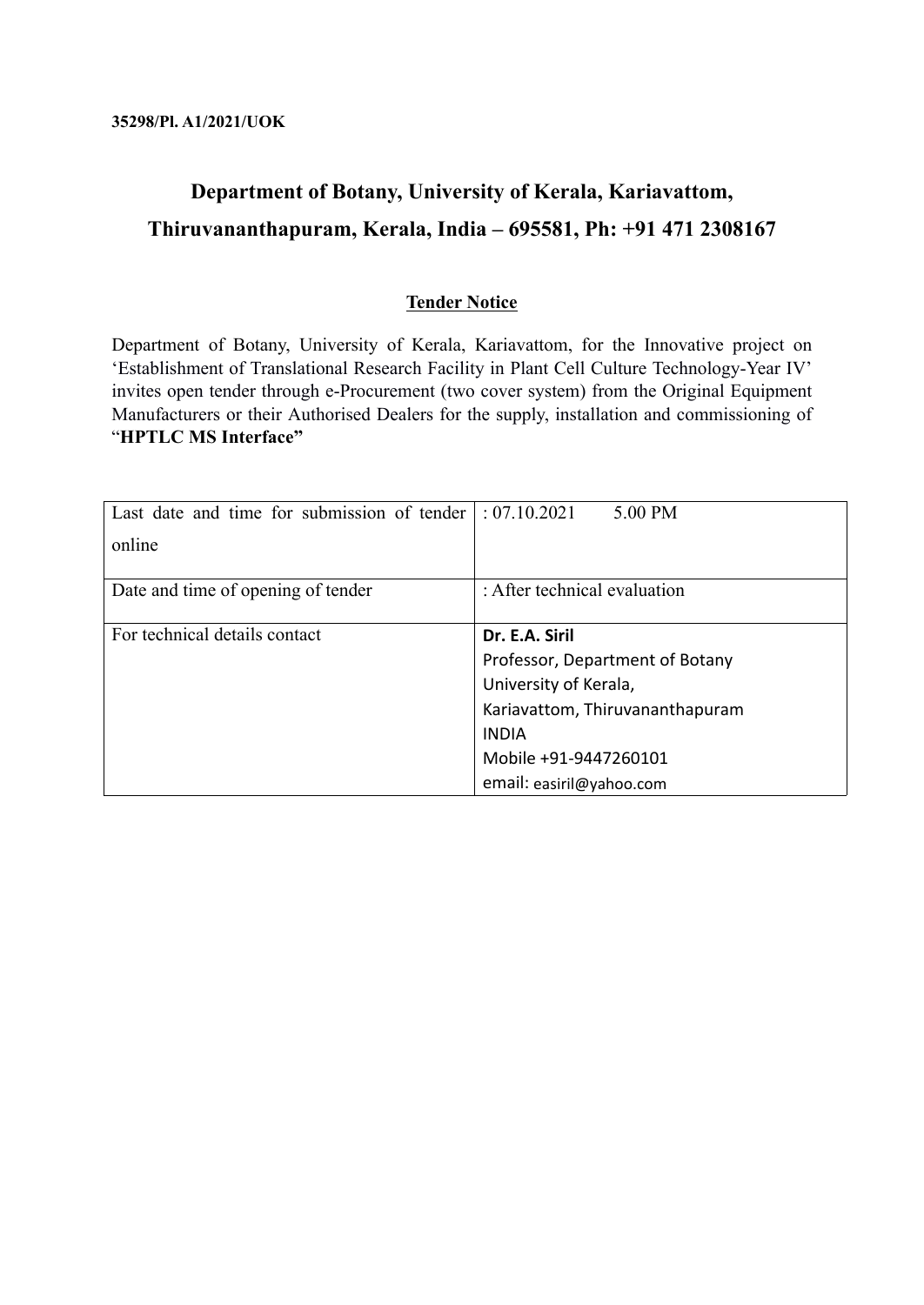**35298/Pl. A1/2021/UOK**

# Department of Botany, University of Kerala, Kariavattom, Thiruvananthapuram, Kerala, India – 695581, Ph: +91 471 2308167

## Tender Notice

Department of Botany, University of Kerala, Kariavattom, for the Innovative project on 'Establishment of Translational Research Facility in Plant Cell Culture Technology-Year IV' invites open tender through e-Procurement (two cover system) from the Original Equipment Manufacturers or their Authorised Dealers for the supply, installation and commissioning of "**HPTLC MS Interface"**

| | |
|---|---|
| Last date and time for submission of tender online | : 07.10.2021 5.00 PM |
| Date and time of opening of tender | : After technical evaluation |
| For technical details contact | **Dr. E.A. Siril**<br>Professor, Department of Botany<br>University of Kerala,<br>Kariavattom, Thiruvananthapuram<br>INDIA<br>Mobile +91-9447260101<br>email: easiril@yahoo.com |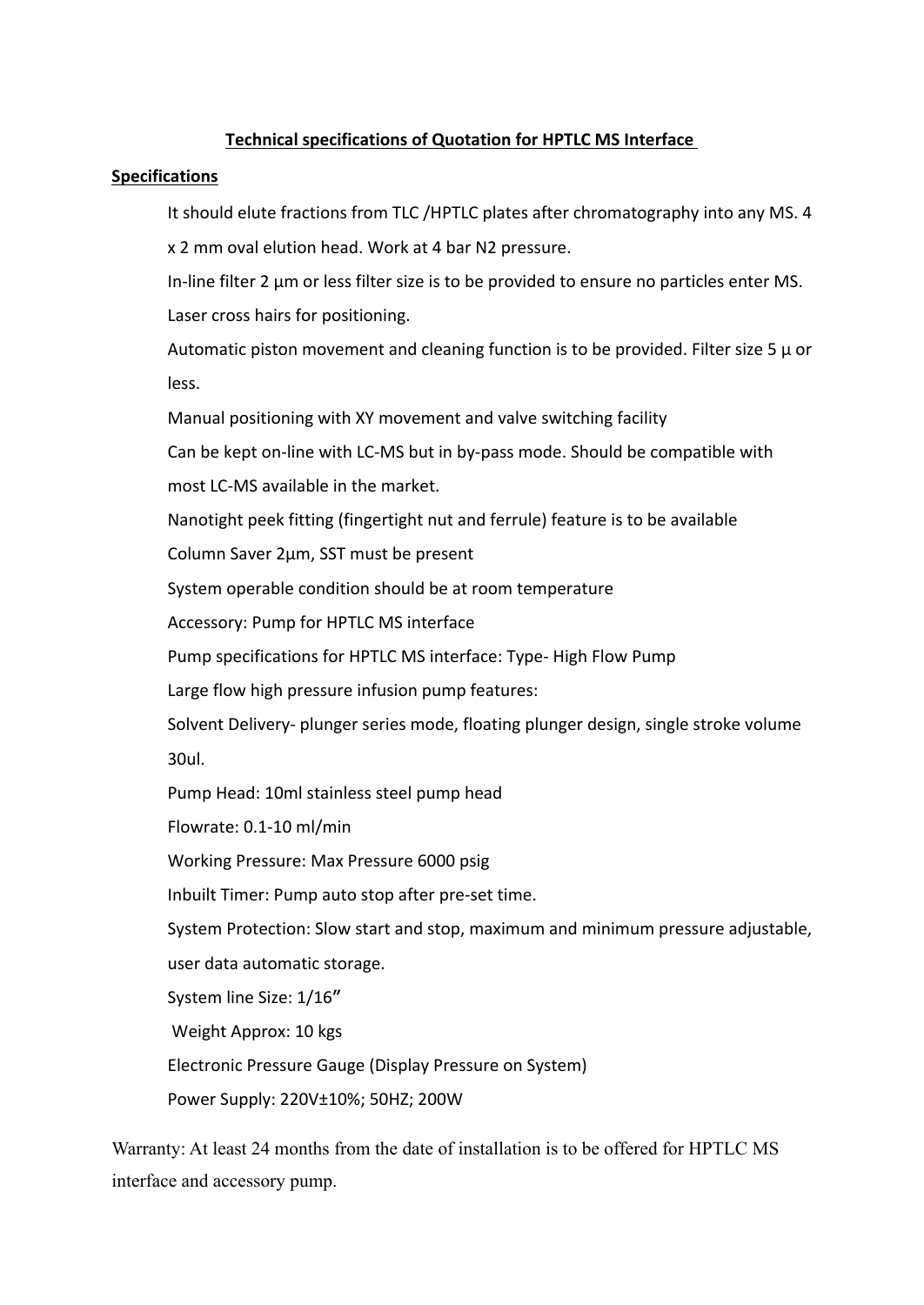**Technical specifications of Quotation for HPTLC MS Interface**

**Specifications**

It should elute fractions from TLC /HPTLC plates after chromatography into any MS. 4 x 2 mm oval elution head. Work at 4 bar N2 pressure.

In-line filter 2 µm or less filter size is to be provided to ensure no particles enter MS.

Laser cross hairs for positioning.

Automatic piston movement and cleaning function is to be provided. Filter size 5 µ or less.

Manual positioning with XY movement and valve switching facility

Can be kept on-line with LC-MS but in by-pass mode. Should be compatible with most LC-MS available in the market.

Nanotight peek fitting (fingertight nut and ferrule) feature is to be available

Column Saver 2µm, SST must be present

System operable condition should be at room temperature

Accessory: Pump for HPTLC MS interface

Pump specifications for HPTLC MS interface: Type- High Flow Pump

Large flow high pressure infusion pump features:

Solvent Delivery- plunger series mode, floating plunger design, single stroke volume 30ul.

Pump Head: 10ml stainless steel pump head

Flowrate: 0.1-10 ml/min

Working Pressure: Max Pressure 6000 psig

Inbuilt Timer: Pump auto stop after pre-set time.

System Protection: Slow start and stop, maximum and minimum pressure adjustable, user data automatic storage.

System line Size: 1/16"

Weight Approx: 10 kgs

Electronic Pressure Gauge (Display Pressure on System)

Power Supply: 220V±10%; 50HZ; 200W

Warranty: At least 24 months from the date of installation is to be offered for HPTLC MS interface and accessory pump.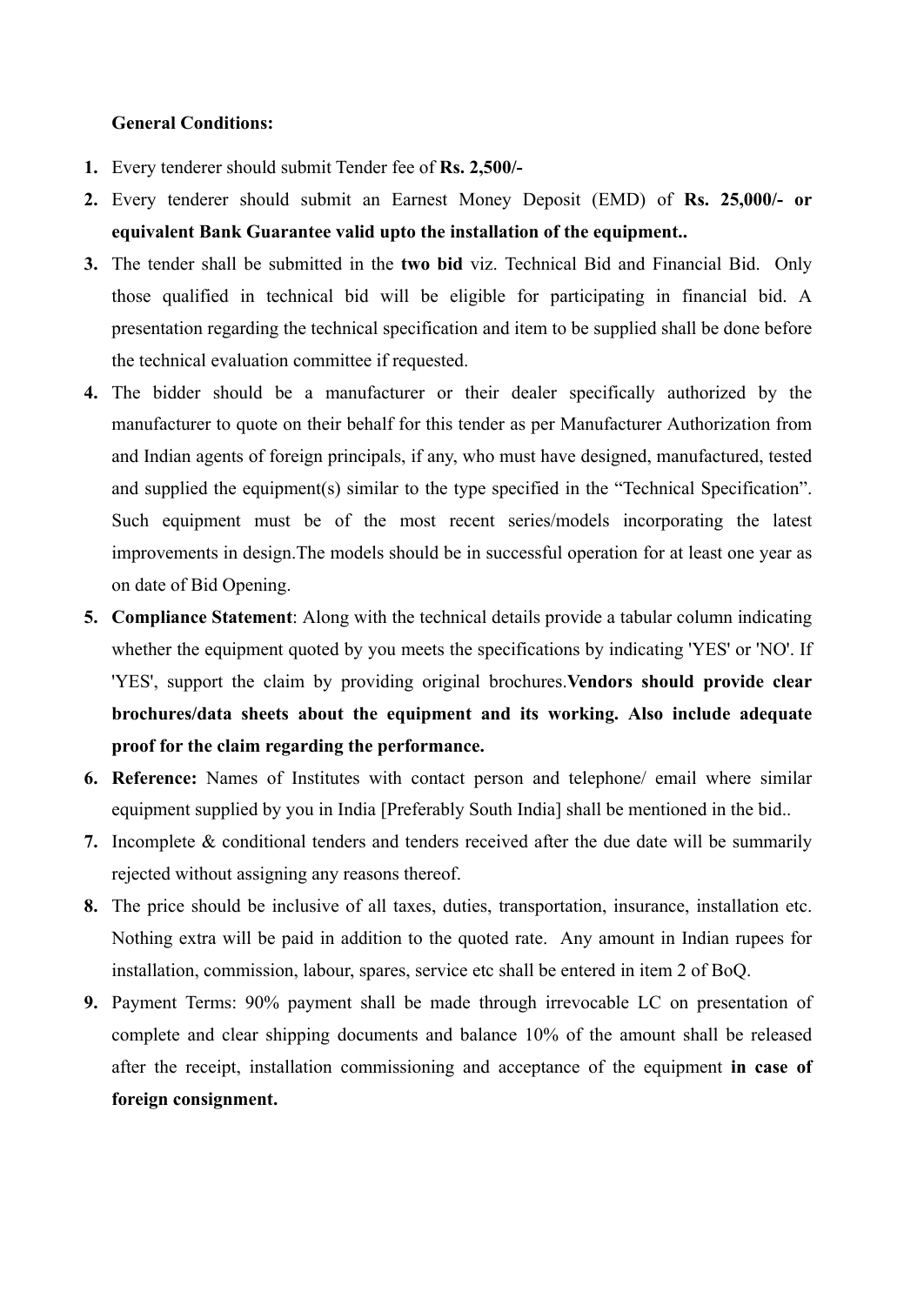**General Conditions:**

1. Every tenderer should submit Tender fee of **Rs. 2,500/-**
2. Every tenderer should submit an Earnest Money Deposit (EMD) of **Rs. 25,000/- or equivalent Bank Guarantee valid upto the installation of the equipment..**
3. The tender shall be submitted in the **two bid** viz. Technical Bid and Financial Bid. Only those qualified in technical bid will be eligible for participating in financial bid. A presentation regarding the technical specification and item to be supplied shall be done before the technical evaluation committee if requested.
4. The bidder should be a manufacturer or their dealer specifically authorized by the manufacturer to quote on their behalf for this tender as per Manufacturer Authorization from and Indian agents of foreign principals, if any, who must have designed, manufactured, tested and supplied the equipment(s) similar to the type specified in the "Technical Specification". Such equipment must be of the most recent series/models incorporating the latest improvements in design.The models should be in successful operation for at least one year as on date of Bid Opening.
5. **Compliance Statement**: Along with the technical details provide a tabular column indicating whether the equipment quoted by you meets the specifications by indicating 'YES' or 'NO'. If 'YES', support the claim by providing original brochures.**Vendors should provide clear brochures/data sheets about the equipment and its working. Also include adequate proof for the claim regarding the performance.**
6. **Reference:** Names of Institutes with contact person and telephone/ email where similar equipment supplied by you in India [Preferably South India] shall be mentioned in the bid..
7. Incomplete & conditional tenders and tenders received after the due date will be summarily rejected without assigning any reasons thereof.
8. The price should be inclusive of all taxes, duties, transportation, insurance, installation etc. Nothing extra will be paid in addition to the quoted rate. Any amount in Indian rupees for installation, commission, labour, spares, service etc shall be entered in item 2 of BoQ.
9. Payment Terms: 90% payment shall be made through irrevocable LC on presentation of complete and clear shipping documents and balance 10% of the amount shall be released after the receipt, installation commissioning and acceptance of the equipment **in case of foreign consignment.**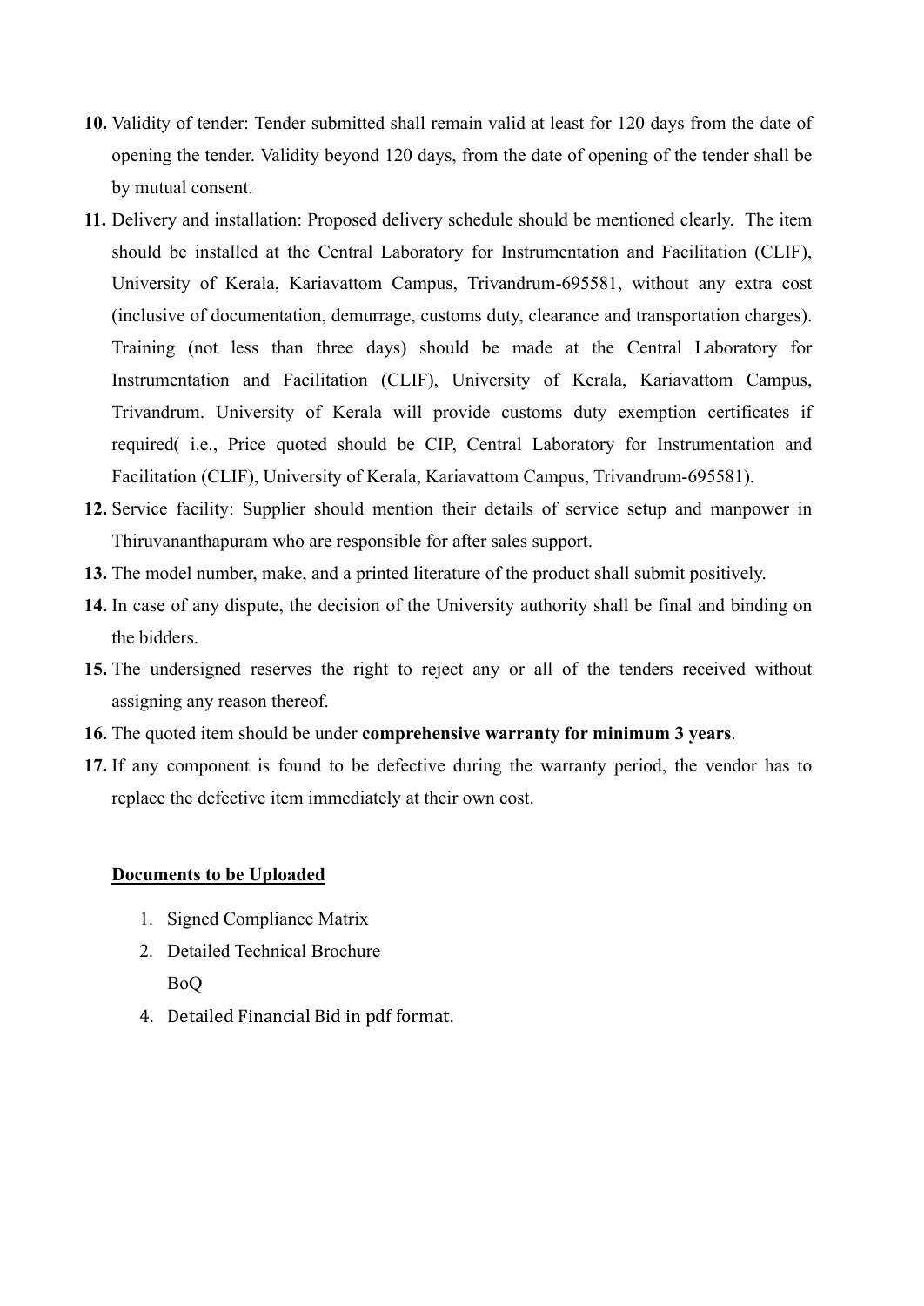10. Validity of tender: Tender submitted shall remain valid at least for 120 days from the date of opening the tender. Validity beyond 120 days, from the date of opening of the tender shall be by mutual consent.
11. Delivery and installation: Proposed delivery schedule should be mentioned clearly. The item should be installed at the Central Laboratory for Instrumentation and Facilitation (CLIF), University of Kerala, Kariavattom Campus, Trivandrum-695581, without any extra cost (inclusive of documentation, demurrage, customs duty, clearance and transportation charges). Training (not less than three days) should be made at the Central Laboratory for Instrumentation and Facilitation (CLIF), University of Kerala, Kariavattom Campus, Trivandrum. University of Kerala will provide customs duty exemption certificates if required( i.e., Price quoted should be CIP, Central Laboratory for Instrumentation and Facilitation (CLIF), University of Kerala, Kariavattom Campus, Trivandrum-695581).
12. Service facility: Supplier should mention their details of service setup and manpower in Thiruvananthapuram who are responsible for after sales support.
13. The model number, make, and a printed literature of the product shall submit positively.
14. In case of any dispute, the decision of the University authority shall be final and binding on the bidders.
15. The undersigned reserves the right to reject any or all of the tenders received without assigning any reason thereof.
16. The quoted item should be under **comprehensive warranty for minimum 3 years**.
17. If any component is found to be defective during the warranty period, the vendor has to replace the defective item immediately at their own cost.

**<u>Documents to be Uploaded</u>**

1. Signed Compliance Matrix
2. Detailed Technical Brochure
   BoQ
4. Detailed Financial Bid in pdf format.